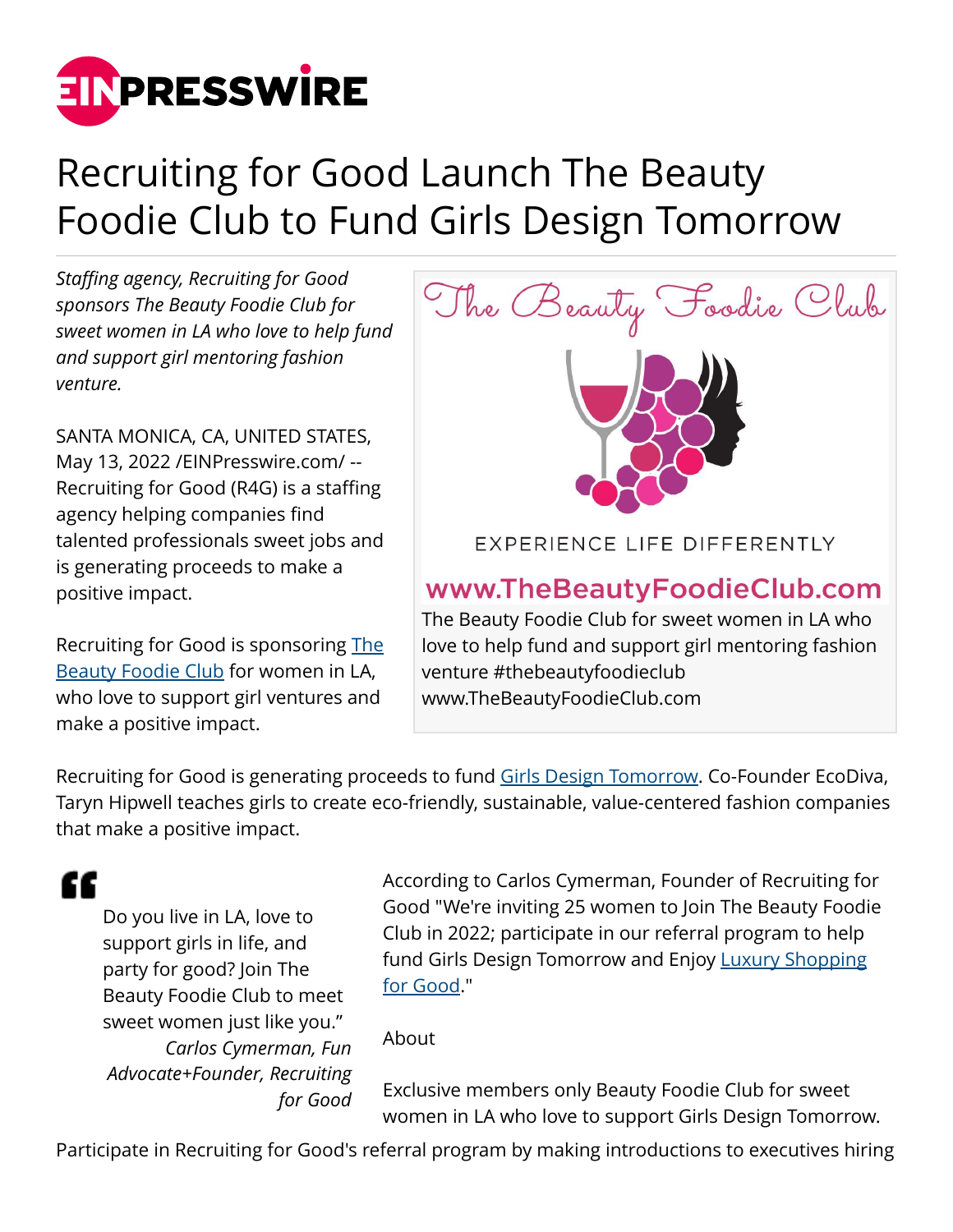# Recruiting for Good Launch The Beauty Foodie Club to Fund Girls Design Tomorrow

*Staffing agency, Recruiting for Good sponsors The Beauty Foodie Club for sweet women in LA who love to help fund and support girl mentoring fashion venture.*

SANTA MONICA, CA, UNITED STATES, May 13, 2022 /EINPresswire.com/ -- Recruiting for Good (R4G) is a staffing agency helping companies find talented professionals sweet jobs and is generating proceeds to make a positive impact.

Recruiting for Good is sponsoring The Beauty Foodie Club for women in LA, who love to support girl ventures and make a positive impact.

The Beauty Foodie Club

EXPERIENCE LIFE DIFFERENTLY

www.TheBeautyFoodieClub.com

The Beauty Foodie Club for sweet women in LA who love to help fund and support girl mentoring fashion venture #thebeautyfoodieclub www.TheBeautyFoodieClub.com

Recruiting for Good is generating proceeds to fund Girls Design Tomorrow. Co-Founder EcoDiva, Taryn Hipwell teaches girls to create eco-friendly, sustainable, value-centered fashion companies that make a positive impact.

> Do you live in LA, love to support girls in life, and party for good? Join The Beauty Foodie Club to meet sweet women just like you."
>
> *Carlos Cymerman, Fun Advocate+Founder, Recruiting for Good*

According to Carlos Cymerman, Founder of Recruiting for Good "We're inviting 25 women to Join The Beauty Foodie Club in 2022; participate in our referral program to help fund Girls Design Tomorrow and Enjoy Luxury Shopping for Good."

About

Exclusive members only Beauty Foodie Club for sweet women in LA who love to support Girls Design Tomorrow.

Participate in Recruiting for Good's referral program by making introductions to executives hiring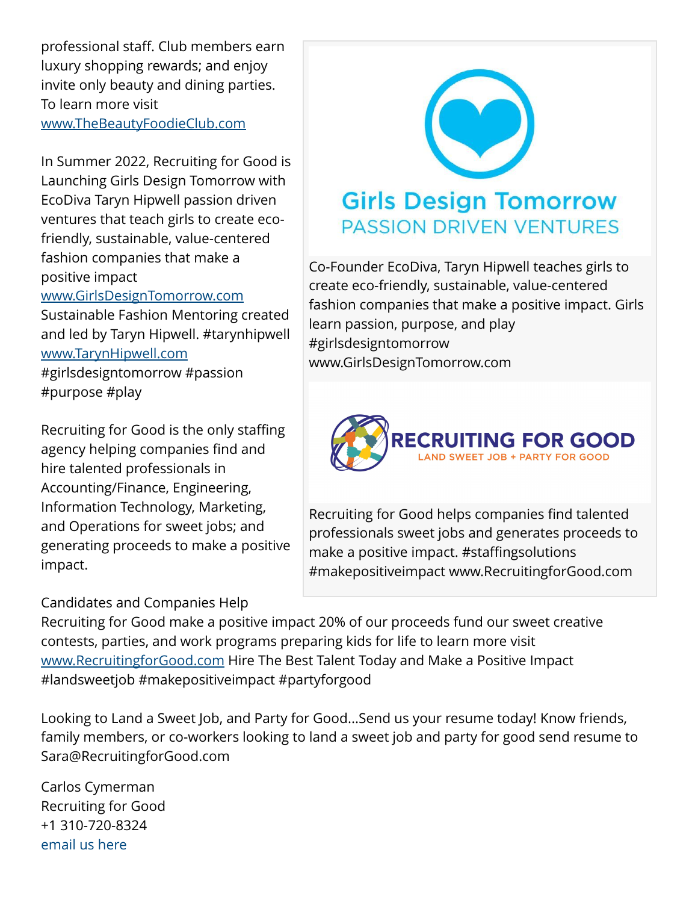professional staff. Club members earn luxury shopping rewards; and enjoy invite only beauty and dining parties. To learn more visit [www.TheBeautyFoodieClub.com](http://www.TheBeautyFoodieClub.com)

In Summer 2022, Recruiting for Good is Launching Girls Design Tomorrow with EcoDiva Taryn Hipwell passion driven ventures that teach girls to create eco-friendly, sustainable, value-centered fashion companies that make a positive impact [www.GirlsDesignTomorrow.com](http://www.GirlsDesignTomorrow.com)
Sustainable Fashion Mentoring created and led by Taryn Hipwell. #tarynhipwell [www.TarynHipwell.com](http://www.TarynHipwell.com)
#girlsdesigntomorrow #passion #purpose #play

Recruiting for Good is the only staffing agency helping companies find and hire talented professionals in Accounting/Finance, Engineering, Information Technology, Marketing, and Operations for sweet jobs; and generating proceeds to make a positive impact.

Girls Design Tomorrow
PASSION DRIVEN VENTURES

Co-Founder EcoDiva, Taryn Hipwell teaches girls to create eco-friendly, sustainable, value-centered fashion companies that make a positive impact. Girls learn passion, purpose, and play #girlsdesigntomorrow www.GirlsDesignTomorrow.com

RECRUITING FOR GOOD
LAND SWEET JOB + PARTY FOR GOOD

Recruiting for Good helps companies find talented professionals sweet jobs and generates proceeds to make a positive impact. #staffingsolutions #makepositiveimpact www.RecruitingforGood.com

Candidates and Companies Help
Recruiting for Good make a positive impact 20% of our proceeds fund our sweet creative contests, parties, and work programs preparing kids for life to learn more visit [www.RecruitingforGood.com](http://www.RecruitingforGood.com) Hire The Best Talent Today and Make a Positive Impact #landsweetjob #makepositiveimpact #partyforgood

Looking to Land a Sweet Job, and Party for Good...Send us your resume today! Know friends, family members, or co-workers looking to land a sweet job and party for good send resume to Sara@RecruitingforGood.com

Carlos Cymerman
Recruiting for Good
+1 310-720-8324
email us here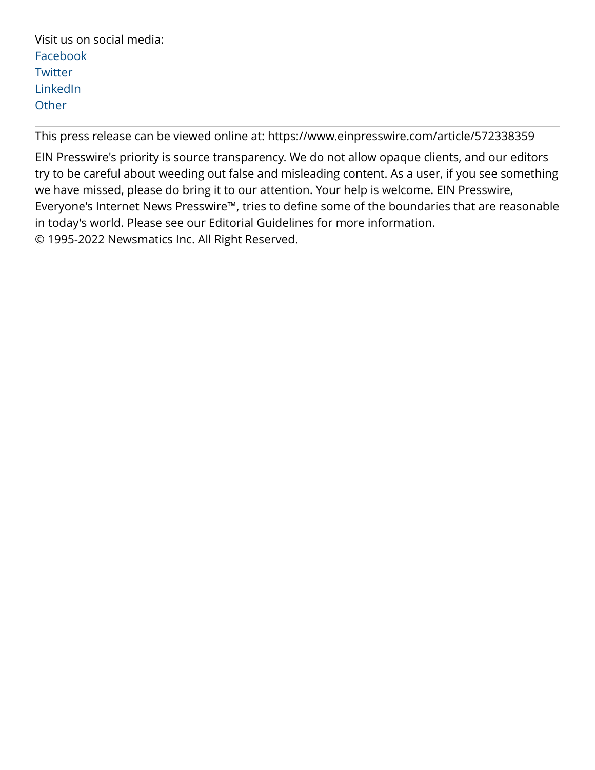Visit us on social media:
Facebook
Twitter
LinkedIn
Other

---

This press release can be viewed online at: https://www.einpresswire.com/article/572338359

EIN Presswire's priority is source transparency. We do not allow opaque clients, and our editors try to be careful about weeding out false and misleading content. As a user, if you see something we have missed, please do bring it to our attention. Your help is welcome. EIN Presswire, Everyone's Internet News Presswire™, tries to define some of the boundaries that are reasonable in today's world. Please see our Editorial Guidelines for more information.
© 1995-2022 Newsmatics Inc. All Right Reserved.